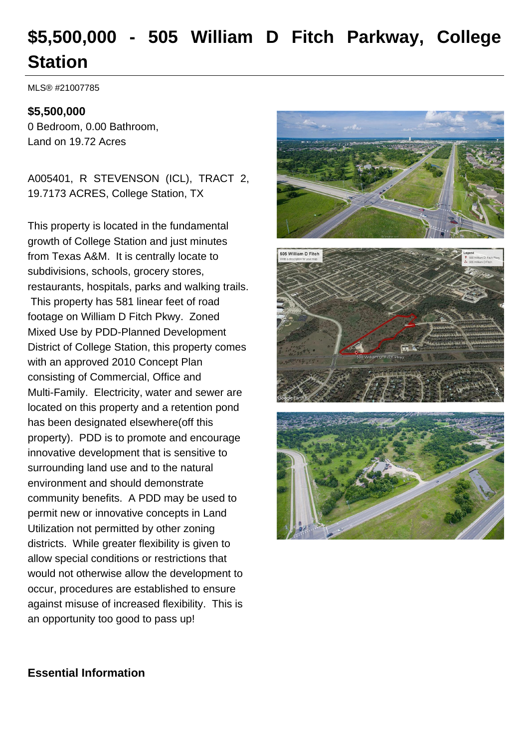# $5,500,000 - 505 William D Fitch Parkway, College Station

MLS® #21007785

**$5,500,000**
0 Bedroom, 0.00 Bathroom,
Land on 19.72 Acres

A005401, R STEVENSON (ICL), TRACT 2, 19.7173 ACRES, College Station, TX

This property is located in the fundamental growth of College Station and just minutes from Texas A&M. It is centrally locate to subdivisions, schools, grocery stores, restaurants, hospitals, parks and walking trails. This property has 581 linear feet of road footage on William D Fitch Pkwy. Zoned Mixed Use by PDD-Planned Development District of College Station, this property comes with an approved 2010 Concept Plan consisting of Commercial, Office and Multi-Family. Electricity, water and sewer are located on this property and a retention pond has been designated elsewhere(off this property). PDD is to promote and encourage innovative development that is sensitive to surrounding land use and to the natural environment and should demonstrate community benefits. A PDD may be used to permit new or innovative concepts in Land Utilization not permitted by other zoning districts. While greater flexibility is given to allow special conditions or restrictions that would not otherwise allow the development to occur, procedures are established to ensure against misuse of increased flexibility. This is an opportunity too good to pass up!

## Essential Information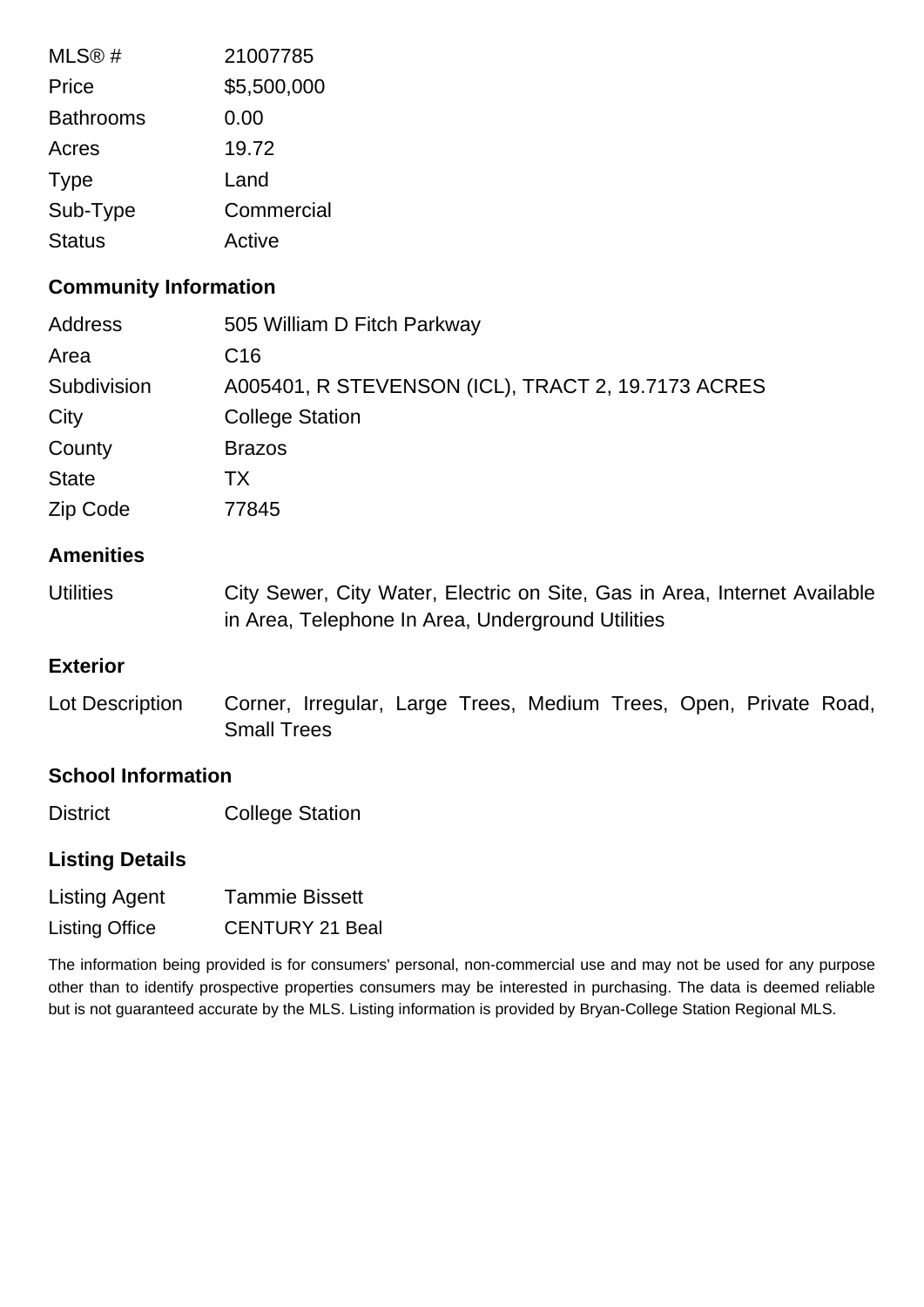| | |
|---|---|
| MLS® # | 21007785 |
| Price | $5,500,000 |
| Bathrooms | 0.00 |
| Acres | 19.72 |
| Type | Land |
| Sub-Type | Commercial |
| Status | Active |

## Community Information

| | |
|---|---|
| Address | 505 William D Fitch Parkway |
| Area | C16 |
| Subdivision | A005401, R STEVENSON (ICL), TRACT 2, 19.7173 ACRES |
| City | College Station |
| County | Brazos |
| State | TX |
| Zip Code | 77845 |

## Amenities

| | |
|---|---|
| Utilities | City Sewer, City Water, Electric on Site, Gas in Area, Internet Available in Area, Telephone In Area, Underground Utilities |

## Exterior

| | |
|---|---|
| Lot Description | Corner, Irregular, Large Trees, Medium Trees, Open, Private Road, Small Trees |

## School Information

| | |
|---|---|
| District | College Station |

## Listing Details

| | |
|---|---|
| Listing Agent | Tammie Bissett |
| Listing Office | CENTURY 21 Beal |

The information being provided is for consumers' personal, non-commercial use and may not be used for any purpose other than to identify prospective properties consumers may be interested in purchasing. The data is deemed reliable but is not guaranteed accurate by the MLS. Listing information is provided by Bryan-College Station Regional MLS.